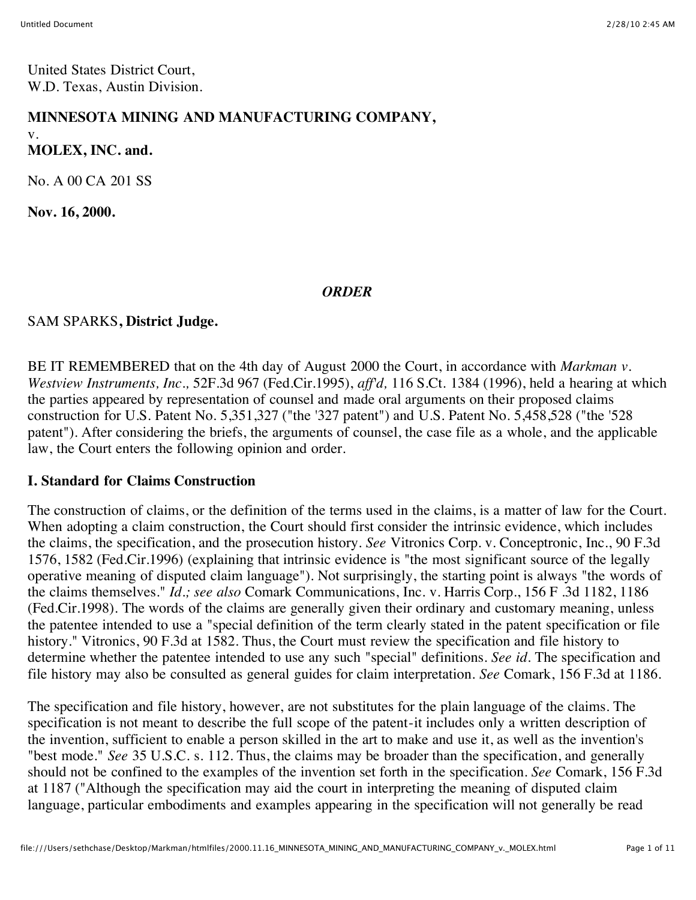United States District Court,
W.D. Texas, Austin Division.

**MINNESOTA MINING AND MANUFACTURING COMPANY,**
v.
**MOLEX, INC. and.**

No. A 00 CA 201 SS

**Nov. 16, 2000.**

*ORDER*

SAM SPARKS**, District Judge.**

BE IT REMEMBERED that on the 4th day of August 2000 the Court, in accordance with *Markman v. Westview Instruments, Inc.,* 52F.3d 967 (Fed.Cir.1995), *aff'd,* 116 S.Ct. 1384 (1996), held a hearing at which the parties appeared by representation of counsel and made oral arguments on their proposed claims construction for U.S. Patent No. 5,351,327 ("the '327 patent") and U.S. Patent No. 5,458,528 ("the '528 patent"). After considering the briefs, the arguments of counsel, the case file as a whole, and the applicable law, the Court enters the following opinion and order.

## I. Standard for Claims Construction

The construction of claims, or the definition of the terms used in the claims, is a matter of law for the Court. When adopting a claim construction, the Court should first consider the intrinsic evidence, which includes the claims, the specification, and the prosecution history. *See* Vitronics Corp. v. Conceptronic, Inc., 90 F.3d 1576, 1582 (Fed.Cir.1996) (explaining that intrinsic evidence is "the most significant source of the legally operative meaning of disputed claim language"). Not surprisingly, the starting point is always "the words of the claims themselves." *Id.; see also* Comark Communications, Inc. v. Harris Corp., 156 F .3d 1182, 1186 (Fed.Cir.1998). The words of the claims are generally given their ordinary and customary meaning, unless the patentee intended to use a "special definition of the term clearly stated in the patent specification or file history." Vitronics, 90 F.3d at 1582. Thus, the Court must review the specification and file history to determine whether the patentee intended to use any such "special" definitions. *See id.* The specification and file history may also be consulted as general guides for claim interpretation. *See* Comark, 156 F.3d at 1186.

The specification and file history, however, are not substitutes for the plain language of the claims. The specification is not meant to describe the full scope of the patent-it includes only a written description of the invention, sufficient to enable a person skilled in the art to make and use it, as well as the invention's "best mode." *See* 35 U.S.C. s. 112. Thus, the claims may be broader than the specification, and generally should not be confined to the examples of the invention set forth in the specification. *See* Comark, 156 F.3d at 1187 ("Although the specification may aid the court in interpreting the meaning of disputed claim language, particular embodiments and examples appearing in the specification will not generally be read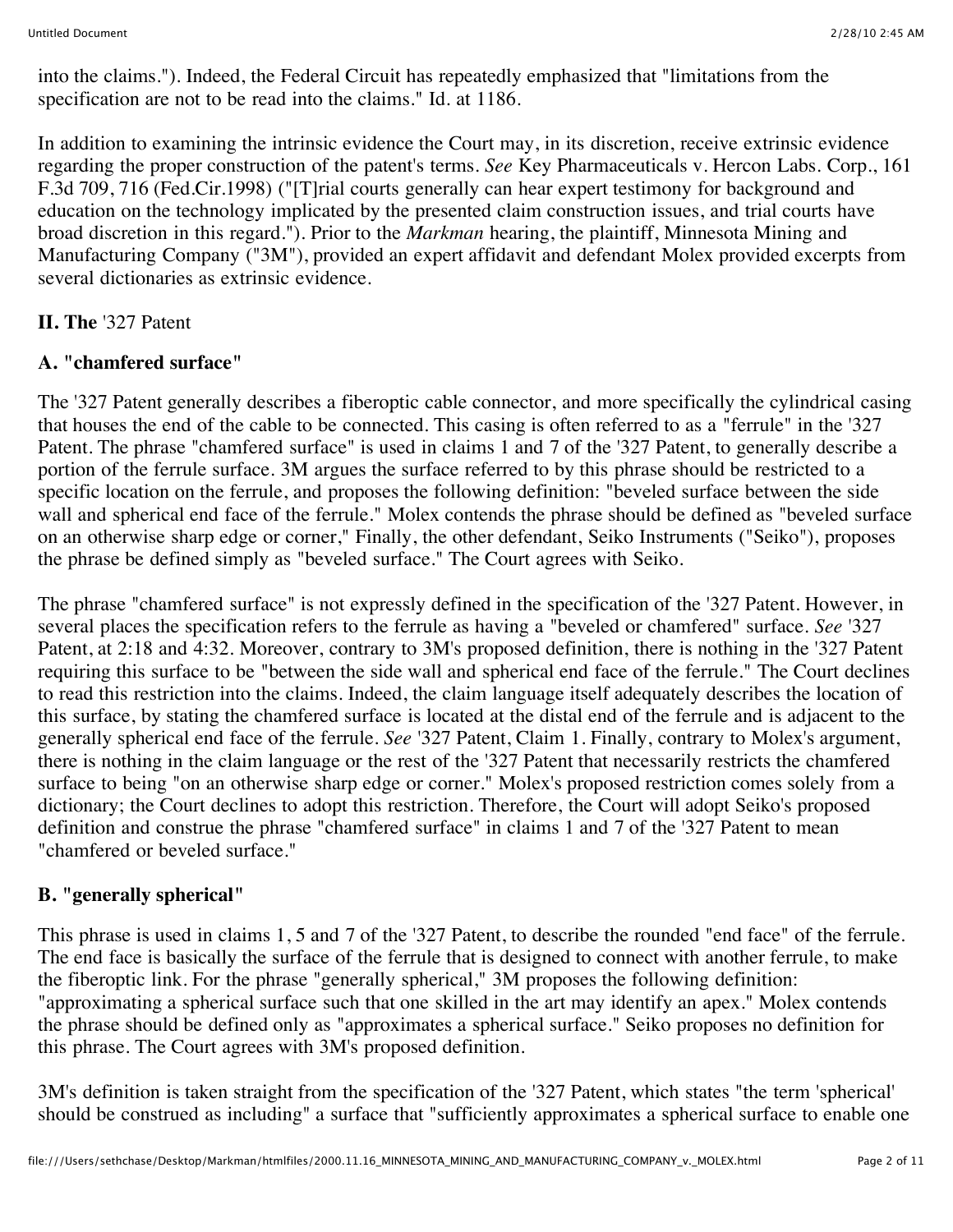into the claims."). Indeed, the Federal Circuit has repeatedly emphasized that "limitations from the specification are not to be read into the claims." Id. at 1186.

In addition to examining the intrinsic evidence the Court may, in its discretion, receive extrinsic evidence regarding the proper construction of the patent's terms. *See* Key Pharmaceuticals v. Hercon Labs. Corp., 161 F.3d 709, 716 (Fed.Cir.1998) ("[T]rial courts generally can hear expert testimony for background and education on the technology implicated by the presented claim construction issues, and trial courts have broad discretion in this regard."). Prior to the *Markman* hearing, the plaintiff, Minnesota Mining and Manufacturing Company ("3M"), provided an expert affidavit and defendant Molex provided excerpts from several dictionaries as extrinsic evidence.

## II. The '327 Patent

### A. "chamfered surface"

The '327 Patent generally describes a fiberoptic cable connector, and more specifically the cylindrical casing that houses the end of the cable to be connected. This casing is often referred to as a "ferrule" in the '327 Patent. The phrase "chamfered surface" is used in claims 1 and 7 of the '327 Patent, to generally describe a portion of the ferrule surface. 3M argues the surface referred to by this phrase should be restricted to a specific location on the ferrule, and proposes the following definition: "beveled surface between the side wall and spherical end face of the ferrule." Molex contends the phrase should be defined as "beveled surface on an otherwise sharp edge or corner," Finally, the other defendant, Seiko Instruments ("Seiko"), proposes the phrase be defined simply as "beveled surface." The Court agrees with Seiko.

The phrase "chamfered surface" is not expressly defined in the specification of the '327 Patent. However, in several places the specification refers to the ferrule as having a "beveled or chamfered" surface. *See* '327 Patent, at 2:18 and 4:32. Moreover, contrary to 3M's proposed definition, there is nothing in the '327 Patent requiring this surface to be "between the side wall and spherical end face of the ferrule." The Court declines to read this restriction into the claims. Indeed, the claim language itself adequately describes the location of this surface, by stating the chamfered surface is located at the distal end of the ferrule and is adjacent to the generally spherical end face of the ferrule. *See* '327 Patent, Claim 1. Finally, contrary to Molex's argument, there is nothing in the claim language or the rest of the '327 Patent that necessarily restricts the chamfered surface to being "on an otherwise sharp edge or corner." Molex's proposed restriction comes solely from a dictionary; the Court declines to adopt this restriction. Therefore, the Court will adopt Seiko's proposed definition and construe the phrase "chamfered surface" in claims 1 and 7 of the '327 Patent to mean "chamfered or beveled surface."

### B. "generally spherical"

This phrase is used in claims 1, 5 and 7 of the '327 Patent, to describe the rounded "end face" of the ferrule. The end face is basically the surface of the ferrule that is designed to connect with another ferrule, to make the fiberoptic link. For the phrase "generally spherical," 3M proposes the following definition: "approximating a spherical surface such that one skilled in the art may identify an apex." Molex contends the phrase should be defined only as "approximates a spherical surface." Seiko proposes no definition for this phrase. The Court agrees with 3M's proposed definition.

3M's definition is taken straight from the specification of the '327 Patent, which states "the term 'spherical' should be construed as including" a surface that "sufficiently approximates a spherical surface to enable one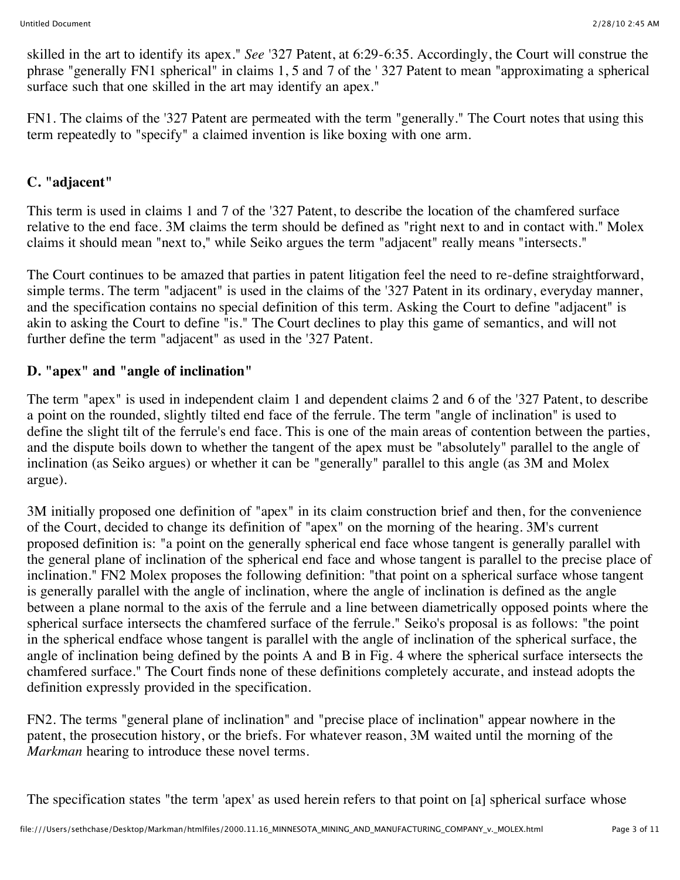skilled in the art to identify its apex." *See* '327 Patent, at 6:29-6:35. Accordingly, the Court will construe the phrase "generally FN1 spherical" in claims 1, 5 and 7 of the ' 327 Patent to mean "approximating a spherical surface such that one skilled in the art may identify an apex."

FN1. The claims of the '327 Patent are permeated with the term "generally." The Court notes that using this term repeatedly to "specify" a claimed invention is like boxing with one arm.

### C. "adjacent"

This term is used in claims 1 and 7 of the '327 Patent, to describe the location of the chamfered surface relative to the end face. 3M claims the term should be defined as "right next to and in contact with." Molex claims it should mean "next to," while Seiko argues the term "adjacent" really means "intersects."

The Court continues to be amazed that parties in patent litigation feel the need to re-define straightforward, simple terms. The term "adjacent" is used in the claims of the '327 Patent in its ordinary, everyday manner, and the specification contains no special definition of this term. Asking the Court to define "adjacent" is akin to asking the Court to define "is." The Court declines to play this game of semantics, and will not further define the term "adjacent" as used in the '327 Patent.

### D. "apex" and "angle of inclination"

The term "apex" is used in independent claim 1 and dependent claims 2 and 6 of the '327 Patent, to describe a point on the rounded, slightly tilted end face of the ferrule. The term "angle of inclination" is used to define the slight tilt of the ferrule's end face. This is one of the main areas of contention between the parties, and the dispute boils down to whether the tangent of the apex must be "absolutely" parallel to the angle of inclination (as Seiko argues) or whether it can be "generally" parallel to this angle (as 3M and Molex argue).

3M initially proposed one definition of "apex" in its claim construction brief and then, for the convenience of the Court, decided to change its definition of "apex" on the morning of the hearing. 3M's current proposed definition is: "a point on the generally spherical end face whose tangent is generally parallel with the general plane of inclination of the spherical end face and whose tangent is parallel to the precise place of inclination." FN2 Molex proposes the following definition: "that point on a spherical surface whose tangent is generally parallel with the angle of inclination, where the angle of inclination is defined as the angle between a plane normal to the axis of the ferrule and a line between diametrically opposed points where the spherical surface intersects the chamfered surface of the ferrule." Seiko's proposal is as follows: "the point in the spherical endface whose tangent is parallel with the angle of inclination of the spherical surface, the angle of inclination being defined by the points A and B in Fig. 4 where the spherical surface intersects the chamfered surface." The Court finds none of these definitions completely accurate, and instead adopts the definition expressly provided in the specification.

FN2. The terms "general plane of inclination" and "precise place of inclination" appear nowhere in the patent, the prosecution history, or the briefs. For whatever reason, 3M waited until the morning of the *Markman* hearing to introduce these novel terms.

The specification states "the term 'apex' as used herein refers to that point on [a] spherical surface whose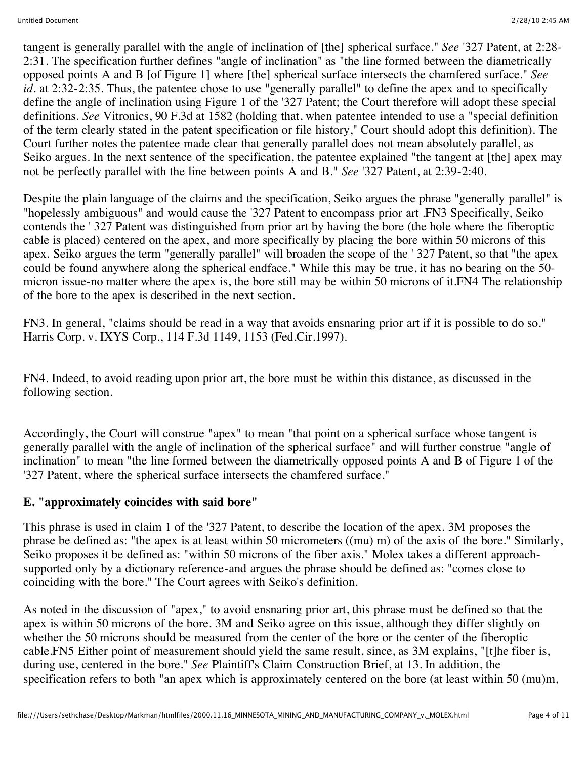tangent is generally parallel with the angle of inclination of [the] spherical surface." *See* '327 Patent, at 2:28-2:31. The specification further defines "angle of inclination" as "the line formed between the diametrically opposed points A and B [of Figure 1] where [the] spherical surface intersects the chamfered surface." *See id*. at 2:32-2:35. Thus, the patentee chose to use "generally parallel" to define the apex and to specifically define the angle of inclination using Figure 1 of the '327 Patent; the Court therefore will adopt these special definitions. *See* Vitronics, 90 F.3d at 1582 (holding that, when patentee intended to use a "special definition of the term clearly stated in the patent specification or file history," Court should adopt this definition). The Court further notes the patentee made clear that generally parallel does not mean absolutely parallel, as Seiko argues. In the next sentence of the specification, the patentee explained "the tangent at [the] apex may not be perfectly parallel with the line between points A and B." *See* '327 Patent, at 2:39-2:40.

Despite the plain language of the claims and the specification, Seiko argues the phrase "generally parallel" is "hopelessly ambiguous" and would cause the '327 Patent to encompass prior art .FN3 Specifically, Seiko contends the ' 327 Patent was distinguished from prior art by having the bore (the hole where the fiberoptic cable is placed) centered on the apex, and more specifically by placing the bore within 50 microns of this apex. Seiko argues the term "generally parallel" will broaden the scope of the ' 327 Patent, so that "the apex could be found anywhere along the spherical endface." While this may be true, it has no bearing on the 50-micron issue-no matter where the apex is, the bore still may be within 50 microns of it.FN4 The relationship of the bore to the apex is described in the next section.

FN3. In general, "claims should be read in a way that avoids ensnaring prior art if it is possible to do so." Harris Corp. v. IXYS Corp., 114 F.3d 1149, 1153 (Fed.Cir.1997).

FN4. Indeed, to avoid reading upon prior art, the bore must be within this distance, as discussed in the following section.

Accordingly, the Court will construe "apex" to mean "that point on a spherical surface whose tangent is generally parallel with the angle of inclination of the spherical surface" and will further construe "angle of inclination" to mean "the line formed between the diametrically opposed points A and B of Figure 1 of the '327 Patent, where the spherical surface intersects the chamfered surface."

### E. "approximately coincides with said bore"

This phrase is used in claim 1 of the '327 Patent, to describe the location of the apex. 3M proposes the phrase be defined as: "the apex is at least within 50 micrometers ((mu) m) of the axis of the bore." Similarly, Seiko proposes it be defined as: "within 50 microns of the fiber axis." Molex takes a different approach-supported only by a dictionary reference-and argues the phrase should be defined as: "comes close to coinciding with the bore." The Court agrees with Seiko's definition.

As noted in the discussion of "apex," to avoid ensnaring prior art, this phrase must be defined so that the apex is within 50 microns of the bore. 3M and Seiko agree on this issue, although they differ slightly on whether the 50 microns should be measured from the center of the bore or the center of the fiberoptic cable.FN5 Either point of measurement should yield the same result, since, as 3M explains, "[t]he fiber is, during use, centered in the bore." *See* Plaintiff's Claim Construction Brief, at 13. In addition, the specification refers to both "an apex which is approximately centered on the bore (at least within 50 (mu)m,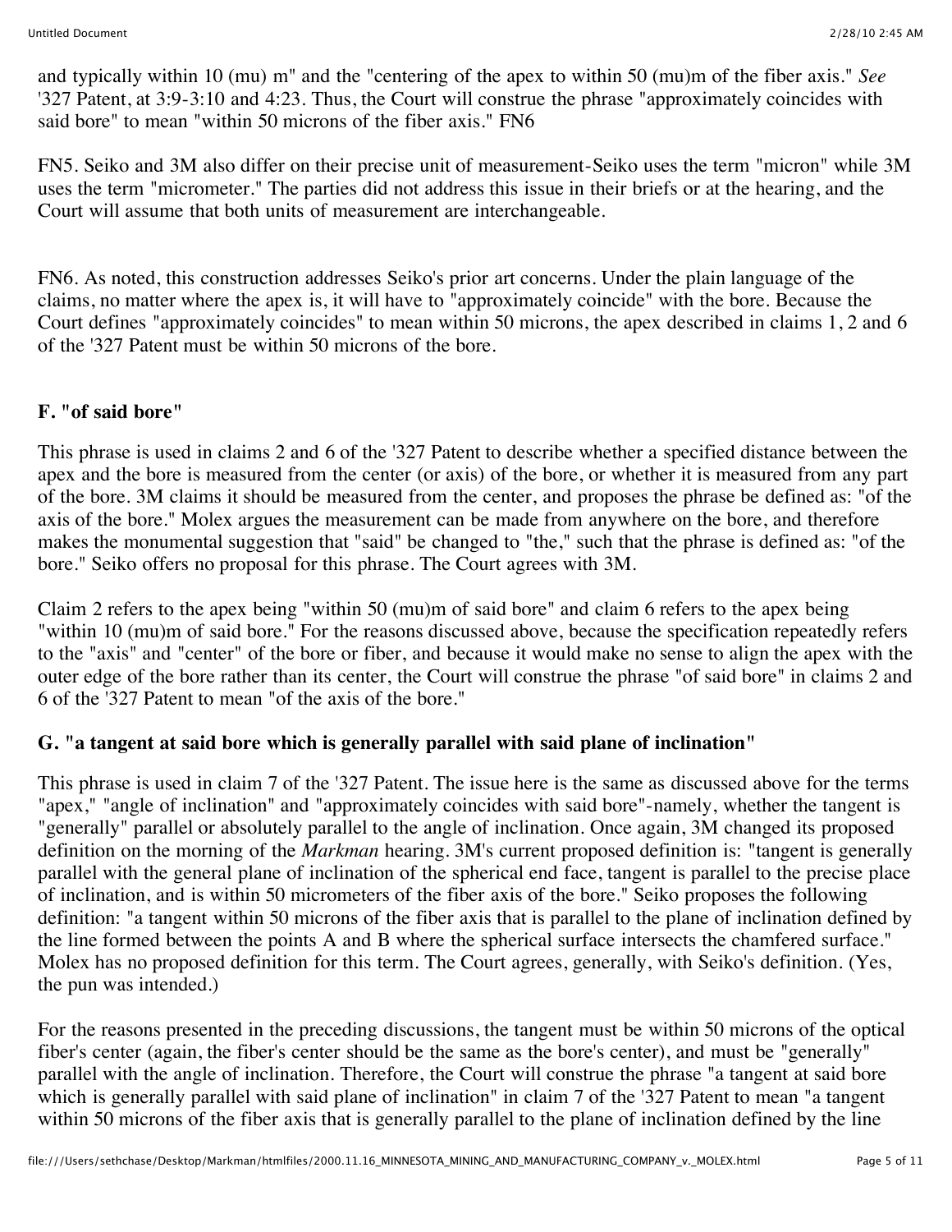and typically within 10 (mu) m" and the "centering of the apex to within 50 (mu)m of the fiber axis." *See* '327 Patent, at 3:9-3:10 and 4:23. Thus, the Court will construe the phrase "approximately coincides with said bore" to mean "within 50 microns of the fiber axis." FN6

FN5. Seiko and 3M also differ on their precise unit of measurement-Seiko uses the term "micron" while 3M uses the term "micrometer." The parties did not address this issue in their briefs or at the hearing, and the Court will assume that both units of measurement are interchangeable.

FN6. As noted, this construction addresses Seiko's prior art concerns. Under the plain language of the claims, no matter where the apex is, it will have to "approximately coincide" with the bore. Because the Court defines "approximately coincides" to mean within 50 microns, the apex described in claims 1, 2 and 6 of the '327 Patent must be within 50 microns of the bore.

**F. "of said bore"**

This phrase is used in claims 2 and 6 of the '327 Patent to describe whether a specified distance between the apex and the bore is measured from the center (or axis) of the bore, or whether it is measured from any part of the bore. 3M claims it should be measured from the center, and proposes the phrase be defined as: "of the axis of the bore." Molex argues the measurement can be made from anywhere on the bore, and therefore makes the monumental suggestion that "said" be changed to "the," such that the phrase is defined as: "of the bore." Seiko offers no proposal for this phrase. The Court agrees with 3M.

Claim 2 refers to the apex being "within 50 (mu)m of said bore" and claim 6 refers to the apex being "within 10 (mu)m of said bore." For the reasons discussed above, because the specification repeatedly refers to the "axis" and "center" of the bore or fiber, and because it would make no sense to align the apex with the outer edge of the bore rather than its center, the Court will construe the phrase "of said bore" in claims 2 and 6 of the '327 Patent to mean "of the axis of the bore."

**G. "a tangent at said bore which is generally parallel with said plane of inclination"**

This phrase is used in claim 7 of the '327 Patent. The issue here is the same as discussed above for the terms "apex," "angle of inclination" and "approximately coincides with said bore"-namely, whether the tangent is "generally" parallel or absolutely parallel to the angle of inclination. Once again, 3M changed its proposed definition on the morning of the *Markman* hearing. 3M's current proposed definition is: "tangent is generally parallel with the general plane of inclination of the spherical end face, tangent is parallel to the precise place of inclination, and is within 50 micrometers of the fiber axis of the bore." Seiko proposes the following definition: "a tangent within 50 microns of the fiber axis that is parallel to the plane of inclination defined by the line formed between the points A and B where the spherical surface intersects the chamfered surface." Molex has no proposed definition for this term. The Court agrees, generally, with Seiko's definition. (Yes, the pun was intended.)

For the reasons presented in the preceding discussions, the tangent must be within 50 microns of the optical fiber's center (again, the fiber's center should be the same as the bore's center), and must be "generally" parallel with the angle of inclination. Therefore, the Court will construe the phrase "a tangent at said bore which is generally parallel with said plane of inclination" in claim 7 of the '327 Patent to mean "a tangent within 50 microns of the fiber axis that is generally parallel to the plane of inclination defined by the line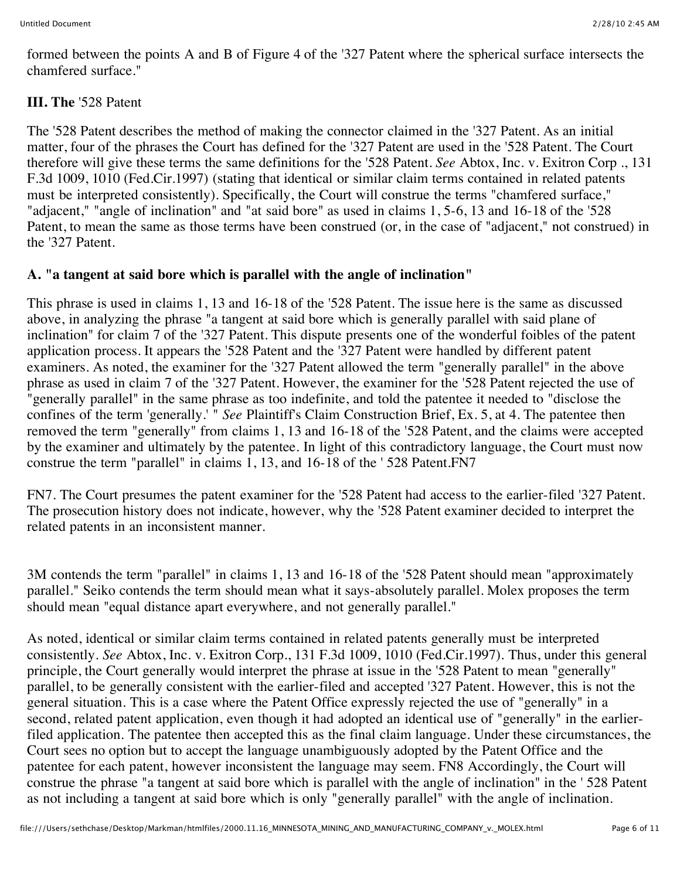formed between the points A and B of Figure 4 of the '327 Patent where the spherical surface intersects the chamfered surface."

### III. The '528 Patent

The '528 Patent describes the method of making the connector claimed in the '327 Patent. As an initial matter, four of the phrases the Court has defined for the '327 Patent are used in the '528 Patent. The Court therefore will give these terms the same definitions for the '528 Patent. *See* Abtox, Inc. v. Exitron Corp ., 131 F.3d 1009, 1010 (Fed.Cir.1997) (stating that identical or similar claim terms contained in related patents must be interpreted consistently). Specifically, the Court will construe the terms "chamfered surface," "adjacent," "angle of inclination" and "at said bore" as used in claims 1, 5-6, 13 and 16-18 of the '528 Patent, to mean the same as those terms have been construed (or, in the case of "adjacent," not construed) in the '327 Patent.

#### A. "a tangent at said bore which is parallel with the angle of inclination"

This phrase is used in claims 1, 13 and 16-18 of the '528 Patent. The issue here is the same as discussed above, in analyzing the phrase "a tangent at said bore which is generally parallel with said plane of inclination" for claim 7 of the '327 Patent. This dispute presents one of the wonderful foibles of the patent application process. It appears the '528 Patent and the '327 Patent were handled by different patent examiners. As noted, the examiner for the '327 Patent allowed the term "generally parallel" in the above phrase as used in claim 7 of the '327 Patent. However, the examiner for the '528 Patent rejected the use of "generally parallel" in the same phrase as too indefinite, and told the patentee it needed to "disclose the confines of the term 'generally.' " *See* Plaintiff's Claim Construction Brief, Ex. 5, at 4. The patentee then removed the term "generally" from claims 1, 13 and 16-18 of the '528 Patent, and the claims were accepted by the examiner and ultimately by the patentee. In light of this contradictory language, the Court must now construe the term "parallel" in claims 1, 13, and 16-18 of the ' 528 Patent.FN7

FN7. The Court presumes the patent examiner for the '528 Patent had access to the earlier-filed '327 Patent. The prosecution history does not indicate, however, why the '528 Patent examiner decided to interpret the related patents in an inconsistent manner.

3M contends the term "parallel" in claims 1, 13 and 16-18 of the '528 Patent should mean "approximately parallel." Seiko contends the term should mean what it says-absolutely parallel. Molex proposes the term should mean "equal distance apart everywhere, and not generally parallel."

As noted, identical or similar claim terms contained in related patents generally must be interpreted consistently. *See* Abtox, Inc. v. Exitron Corp., 131 F.3d 1009, 1010 (Fed.Cir.1997). Thus, under this general principle, the Court generally would interpret the phrase at issue in the '528 Patent to mean "generally" parallel, to be generally consistent with the earlier-filed and accepted '327 Patent. However, this is not the general situation. This is a case where the Patent Office expressly rejected the use of "generally" in a second, related patent application, even though it had adopted an identical use of "generally" in the earlier-filed application. The patentee then accepted this as the final claim language. Under these circumstances, the Court sees no option but to accept the language unambiguously adopted by the Patent Office and the patentee for each patent, however inconsistent the language may seem. FN8 Accordingly, the Court will construe the phrase "a tangent at said bore which is parallel with the angle of inclination" in the ' 528 Patent as not including a tangent at said bore which is only "generally parallel" with the angle of inclination.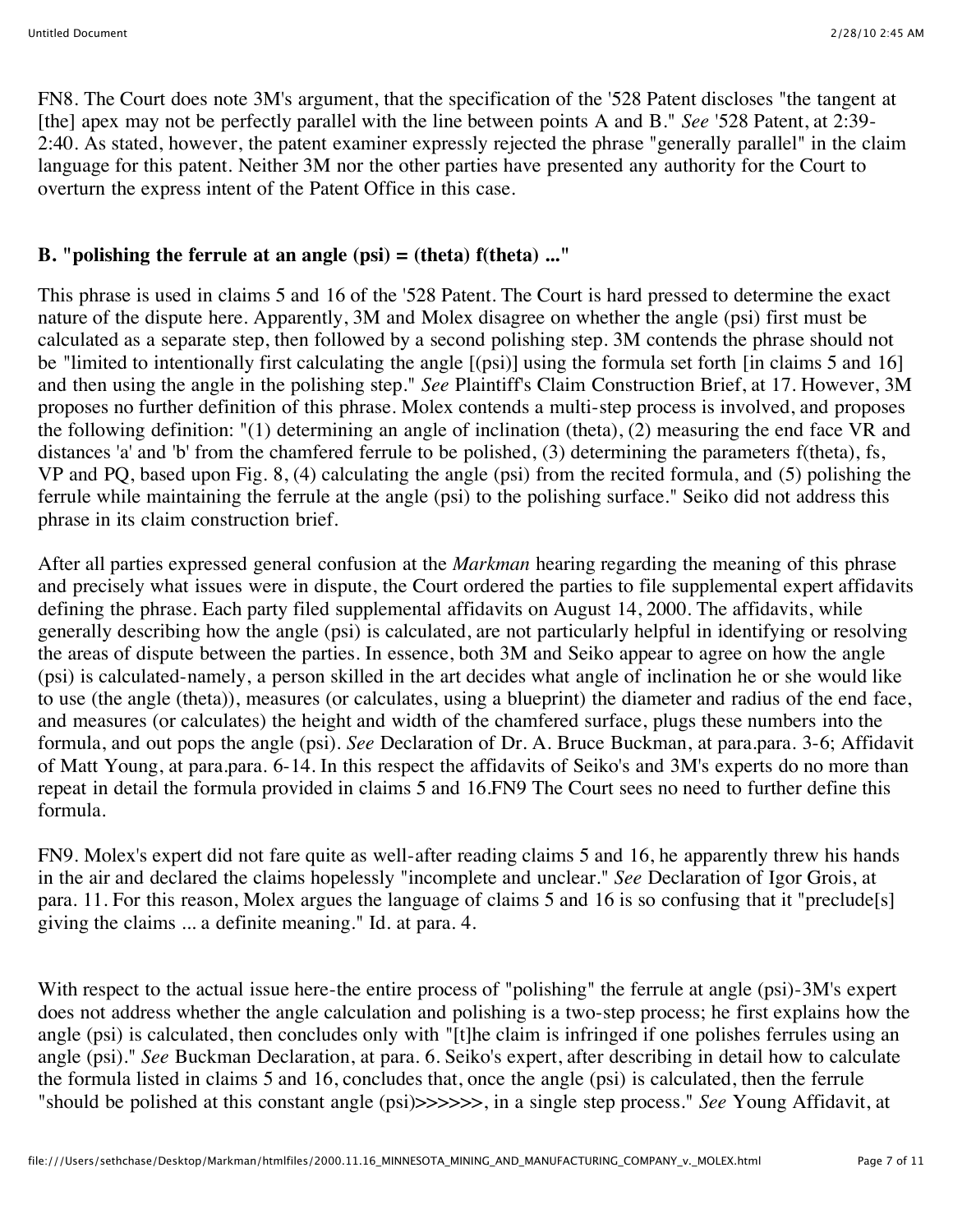FN8. The Court does note 3M's argument, that the specification of the '528 Patent discloses "the tangent at [the] apex may not be perfectly parallel with the line between points A and B." *See* '528 Patent, at 2:39-2:40. As stated, however, the patent examiner expressly rejected the phrase "generally parallel" in the claim language for this patent. Neither 3M nor the other parties have presented any authority for the Court to overturn the express intent of the Patent Office in this case.

### B. "polishing the ferrule at an angle (psi) = (theta) f(theta) ..."

This phrase is used in claims 5 and 16 of the '528 Patent. The Court is hard pressed to determine the exact nature of the dispute here. Apparently, 3M and Molex disagree on whether the angle (psi) first must be calculated as a separate step, then followed by a second polishing step. 3M contends the phrase should not be "limited to intentionally first calculating the angle [(psi)] using the formula set forth [in claims 5 and 16] and then using the angle in the polishing step." *See* Plaintiff's Claim Construction Brief, at 17. However, 3M proposes no further definition of this phrase. Molex contends a multi-step process is involved, and proposes the following definition: "(1) determining an angle of inclination (theta), (2) measuring the end face VR and distances 'a' and 'b' from the chamfered ferrule to be polished, (3) determining the parameters f(theta), fs, VP and PQ, based upon Fig. 8, (4) calculating the angle (psi) from the recited formula, and (5) polishing the ferrule while maintaining the ferrule at the angle (psi) to the polishing surface." Seiko did not address this phrase in its claim construction brief.

After all parties expressed general confusion at the *Markman* hearing regarding the meaning of this phrase and precisely what issues were in dispute, the Court ordered the parties to file supplemental expert affidavits defining the phrase. Each party filed supplemental affidavits on August 14, 2000. The affidavits, while generally describing how the angle (psi) is calculated, are not particularly helpful in identifying or resolving the areas of dispute between the parties. In essence, both 3M and Seiko appear to agree on how the angle (psi) is calculated-namely, a person skilled in the art decides what angle of inclination he or she would like to use (the angle (theta)), measures (or calculates, using a blueprint) the diameter and radius of the end face, and measures (or calculates) the height and width of the chamfered surface, plugs these numbers into the formula, and out pops the angle (psi). *See* Declaration of Dr. A. Bruce Buckman, at para.para. 3-6; Affidavit of Matt Young, at para.para. 6-14. In this respect the affidavits of Seiko's and 3M's experts do no more than repeat in detail the formula provided in claims 5 and 16.FN9 The Court sees no need to further define this formula.

FN9. Molex's expert did not fare quite as well-after reading claims 5 and 16, he apparently threw his hands in the air and declared the claims hopelessly "incomplete and unclear." *See* Declaration of Igor Grois, at para. 11. For this reason, Molex argues the language of claims 5 and 16 is so confusing that it "preclude[s] giving the claims ... a definite meaning." Id. at para. 4.

With respect to the actual issue here-the entire process of "polishing" the ferrule at angle (psi)-3M's expert does not address whether the angle calculation and polishing is a two-step process; he first explains how the angle (psi) is calculated, then concludes only with "[t]he claim is infringed if one polishes ferrules using an angle (psi)." *See* Buckman Declaration, at para. 6. Seiko's expert, after describing in detail how to calculate the formula listed in claims 5 and 16, concludes that, once the angle (psi) is calculated, then the ferrule "should be polished at this constant angle (psi)>>>>>>, in a single step process." *See* Young Affidavit, at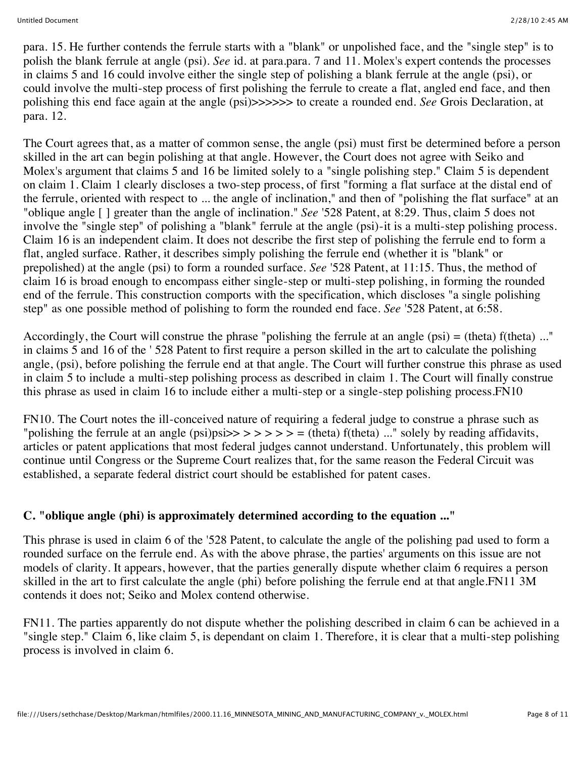para. 15. He further contends the ferrule starts with a "blank" or unpolished face, and the "single step" is to polish the blank ferrule at angle (psi). *See* id. at para.para. 7 and 11. Molex's expert contends the processes in claims 5 and 16 could involve either the single step of polishing a blank ferrule at the angle (psi), or could involve the multi-step process of first polishing the ferrule to create a flat, angled end face, and then polishing this end face again at the angle (psi)>>>>>> to create a rounded end. *See* Grois Declaration, at para. 12.

The Court agrees that, as a matter of common sense, the angle (psi) must first be determined before a person skilled in the art can begin polishing at that angle. However, the Court does not agree with Seiko and Molex's argument that claims 5 and 16 be limited solely to a "single polishing step." Claim 5 is dependent on claim 1. Claim 1 clearly discloses a two-step process, of first "forming a flat surface at the distal end of the ferrule, oriented with respect to ... the angle of inclination," and then of "polishing the flat surface" at an "oblique angle [ ] greater than the angle of inclination." *See* '528 Patent, at 8:29. Thus, claim 5 does not involve the "single step" of polishing a "blank" ferrule at the angle (psi)-it is a multi-step polishing process. Claim 16 is an independent claim. It does not describe the first step of polishing the ferrule end to form a flat, angled surface. Rather, it describes simply polishing the ferrule end (whether it is "blank" or prepolished) at the angle (psi) to form a rounded surface. *See* '528 Patent, at 11:15. Thus, the method of claim 16 is broad enough to encompass either single-step or multi-step polishing, in forming the rounded end of the ferrule. This construction comports with the specification, which discloses "a single polishing step" as one possible method of polishing to form the rounded end face. *See* '528 Patent, at 6:58.

Accordingly, the Court will construe the phrase "polishing the ferrule at an angle (psi) = (theta) f(theta) ..." in claims 5 and 16 of the ' 528 Patent to first require a person skilled in the art to calculate the polishing angle, (psi), before polishing the ferrule end at that angle. The Court will further construe this phrase as used in claim 5 to include a multi-step polishing process as described in claim 1. The Court will finally construe this phrase as used in claim 16 to include either a multi-step or a single-step polishing process.FN10

FN10. The Court notes the ill-conceived nature of requiring a federal judge to construe a phrase such as "polishing the ferrule at an angle (psi)psi>> > > > > > = (theta) f(theta) ..." solely by reading affidavits, articles or patent applications that most federal judges cannot understand. Unfortunately, this problem will continue until Congress or the Supreme Court realizes that, for the same reason the Federal Circuit was established, a separate federal district court should be established for patent cases.

### C. "oblique angle (phi) is approximately determined according to the equation ..."

This phrase is used in claim 6 of the '528 Patent, to calculate the angle of the polishing pad used to form a rounded surface on the ferrule end. As with the above phrase, the parties' arguments on this issue are not models of clarity. It appears, however, that the parties generally dispute whether claim 6 requires a person skilled in the art to first calculate the angle (phi) before polishing the ferrule end at that angle.FN11 3M contends it does not; Seiko and Molex contend otherwise.

FN11. The parties apparently do not dispute whether the polishing described in claim 6 can be achieved in a "single step." Claim 6, like claim 5, is dependant on claim 1. Therefore, it is clear that a multi-step polishing process is involved in claim 6.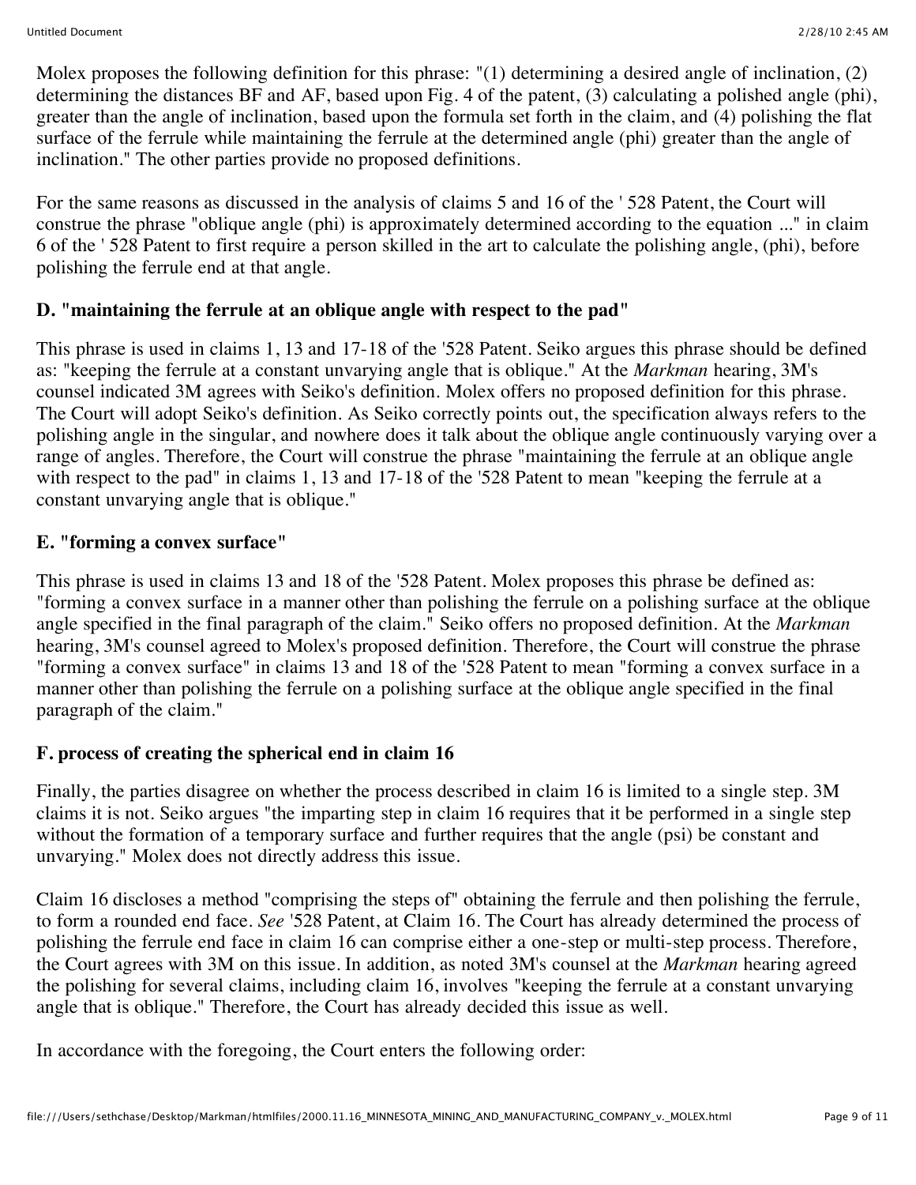Molex proposes the following definition for this phrase: "(1) determining a desired angle of inclination, (2) determining the distances BF and AF, based upon Fig. 4 of the patent, (3) calculating a polished angle (phi), greater than the angle of inclination, based upon the formula set forth in the claim, and (4) polishing the flat surface of the ferrule while maintaining the ferrule at the determined angle (phi) greater than the angle of inclination." The other parties provide no proposed definitions.

For the same reasons as discussed in the analysis of claims 5 and 16 of the ' 528 Patent, the Court will construe the phrase "oblique angle (phi) is approximately determined according to the equation ..." in claim 6 of the ' 528 Patent to first require a person skilled in the art to calculate the polishing angle, (phi), before polishing the ferrule end at that angle.

### D. "maintaining the ferrule at an oblique angle with respect to the pad"

This phrase is used in claims 1, 13 and 17-18 of the '528 Patent. Seiko argues this phrase should be defined as: "keeping the ferrule at a constant unvarying angle that is oblique." At the *Markman* hearing, 3M's counsel indicated 3M agrees with Seiko's definition. Molex offers no proposed definition for this phrase. The Court will adopt Seiko's definition. As Seiko correctly points out, the specification always refers to the polishing angle in the singular, and nowhere does it talk about the oblique angle continuously varying over a range of angles. Therefore, the Court will construe the phrase "maintaining the ferrule at an oblique angle with respect to the pad" in claims 1, 13 and 17-18 of the '528 Patent to mean "keeping the ferrule at a constant unvarying angle that is oblique."

### E. "forming a convex surface"

This phrase is used in claims 13 and 18 of the '528 Patent. Molex proposes this phrase be defined as: "forming a convex surface in a manner other than polishing the ferrule on a polishing surface at the oblique angle specified in the final paragraph of the claim." Seiko offers no proposed definition. At the *Markman* hearing, 3M's counsel agreed to Molex's proposed definition. Therefore, the Court will construe the phrase "forming a convex surface" in claims 13 and 18 of the '528 Patent to mean "forming a convex surface in a manner other than polishing the ferrule on a polishing surface at the oblique angle specified in the final paragraph of the claim."

### F. process of creating the spherical end in claim 16

Finally, the parties disagree on whether the process described in claim 16 is limited to a single step. 3M claims it is not. Seiko argues "the imparting step in claim 16 requires that it be performed in a single step without the formation of a temporary surface and further requires that the angle (psi) be constant and unvarying." Molex does not directly address this issue.

Claim 16 discloses a method "comprising the steps of" obtaining the ferrule and then polishing the ferrule, to form a rounded end face. *See* '528 Patent, at Claim 16. The Court has already determined the process of polishing the ferrule end face in claim 16 can comprise either a one-step or multi-step process. Therefore, the Court agrees with 3M on this issue. In addition, as noted 3M's counsel at the *Markman* hearing agreed the polishing for several claims, including claim 16, involves "keeping the ferrule at a constant unvarying angle that is oblique." Therefore, the Court has already decided this issue as well.

In accordance with the foregoing, the Court enters the following order: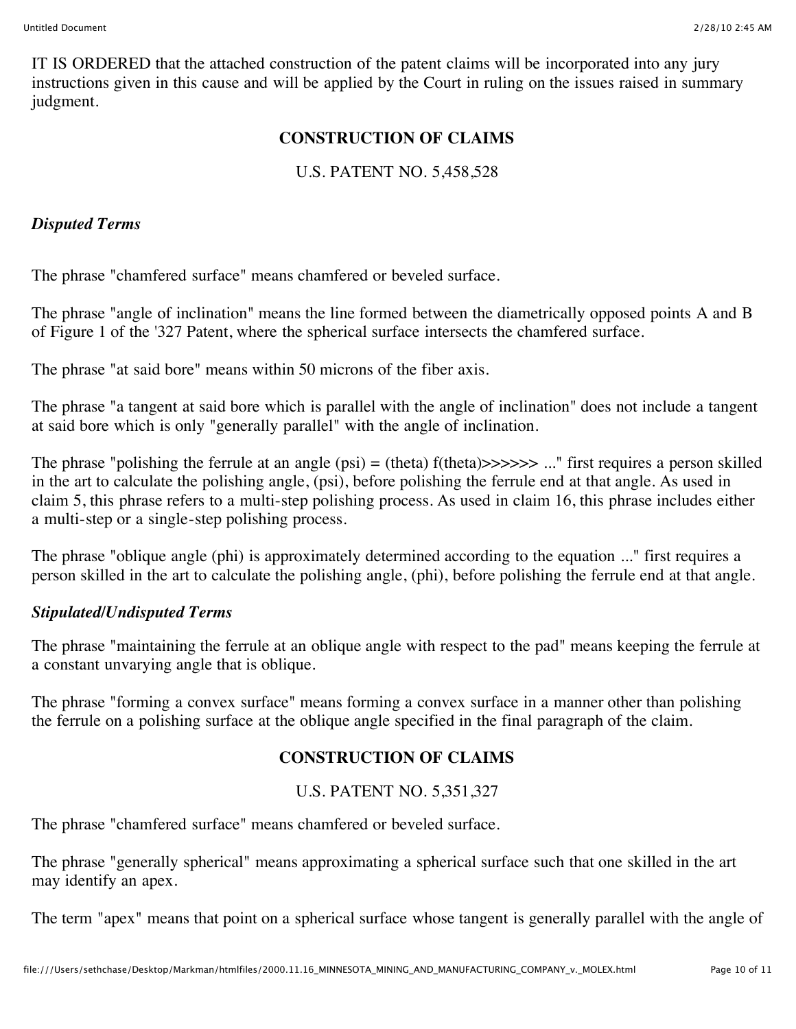IT IS ORDERED that the attached construction of the patent claims will be incorporated into any jury instructions given in this cause and will be applied by the Court in ruling on the issues raised in summary judgment.

## CONSTRUCTION OF CLAIMS

U.S. PATENT NO. 5,458,528

### *Disputed Terms*

The phrase "chamfered surface" means chamfered or beveled surface.

The phrase "angle of inclination" means the line formed between the diametrically opposed points A and B of Figure 1 of the '327 Patent, where the spherical surface intersects the chamfered surface.

The phrase "at said bore" means within 50 microns of the fiber axis.

The phrase "a tangent at said bore which is parallel with the angle of inclination" does not include a tangent at said bore which is only "generally parallel" with the angle of inclination.

The phrase "polishing the ferrule at an angle (psi) = (theta) f(theta)>>>>>> ..." first requires a person skilled in the art to calculate the polishing angle, (psi), before polishing the ferrule end at that angle. As used in claim 5, this phrase refers to a multi-step polishing process. As used in claim 16, this phrase includes either a multi-step or a single-step polishing process.

The phrase "oblique angle (phi) is approximately determined according to the equation ..." first requires a person skilled in the art to calculate the polishing angle, (phi), before polishing the ferrule end at that angle.

### *Stipulated/Undisputed Terms*

The phrase "maintaining the ferrule at an oblique angle with respect to the pad" means keeping the ferrule at a constant unvarying angle that is oblique.

The phrase "forming a convex surface" means forming a convex surface in a manner other than polishing the ferrule on a polishing surface at the oblique angle specified in the final paragraph of the claim.

## CONSTRUCTION OF CLAIMS

U.S. PATENT NO. 5,351,327

The phrase "chamfered surface" means chamfered or beveled surface.

The phrase "generally spherical" means approximating a spherical surface such that one skilled in the art may identify an apex.

The term "apex" means that point on a spherical surface whose tangent is generally parallel with the angle of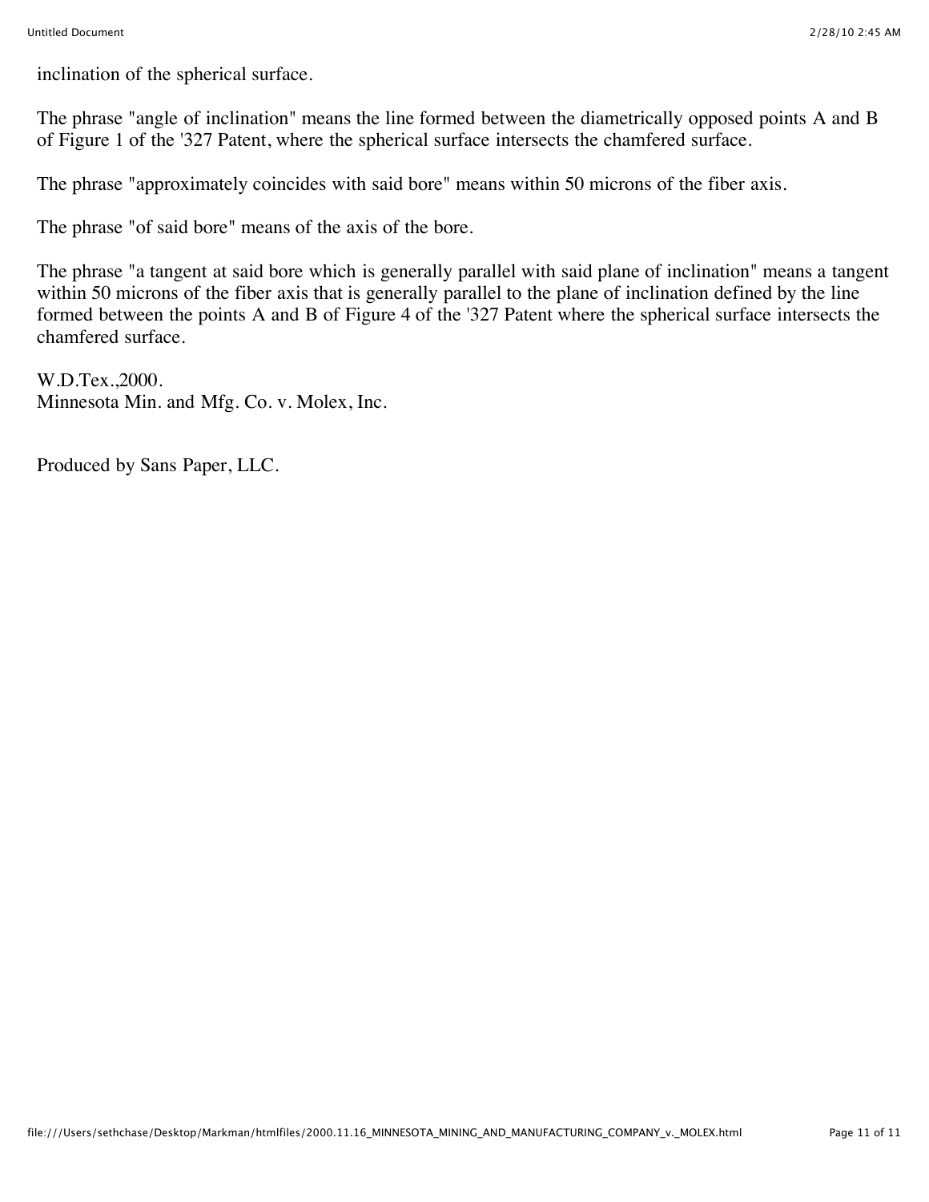inclination of the spherical surface.

The phrase "angle of inclination" means the line formed between the diametrically opposed points A and B of Figure 1 of the '327 Patent, where the spherical surface intersects the chamfered surface.

The phrase "approximately coincides with said bore" means within 50 microns of the fiber axis.

The phrase "of said bore" means of the axis of the bore.

The phrase "a tangent at said bore which is generally parallel with said plane of inclination" means a tangent within 50 microns of the fiber axis that is generally parallel to the plane of inclination defined by the line formed between the points A and B of Figure 4 of the '327 Patent where the spherical surface intersects the chamfered surface.

W.D.Tex.,2000.
Minnesota Min. and Mfg. Co. v. Molex, Inc.

Produced by Sans Paper, LLC.